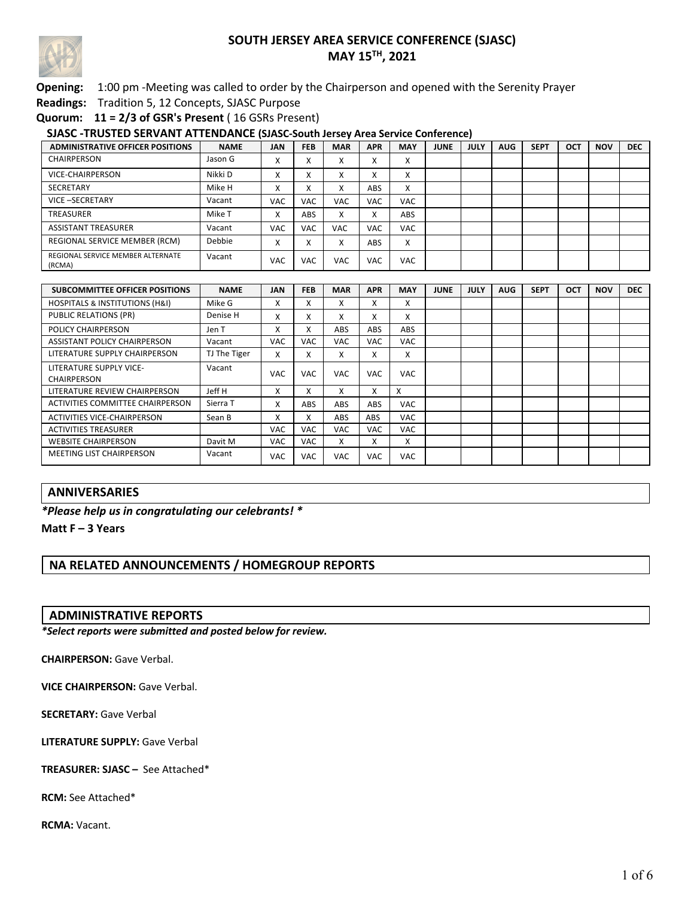# SOUTH JERSEY AREA SERVICE CONFERENCE (SJASC)
## MAY 15TH, 2021

**Opening:** 1:00 pm -Meeting was called to order by the Chairperson and opened with the Serenity Prayer

**Readings:** Tradition 5, 12 Concepts, SJASC Purpose

**Quorum: 11 = 2/3 of GSR's Present** ( 16 GSRs Present)

**SJASC -TRUSTED SERVANT ATTENDANCE (SJASC-South Jersey Area Service Conference)**

| ADMINISTRATIVE OFFICER POSITIONS | NAME | JAN | FEB | MAR | APR | MAY | JUNE | JULY | AUG | SEPT | OCT | NOV | DEC |
|---|---|---|---|---|---|---|---|---|---|---|---|---|---|
| CHAIRPERSON | Jason G | X | X | X | X | X | | | | | | | |
| VICE-CHAIRPERSON | Nikki D | X | X | X | X | X | | | | | | | |
| SECRETARY | Mike H | X | X | X | ABS | X | | | | | | | |
| VICE –SECRETARY | Vacant | VAC | VAC | VAC | VAC | VAC | | | | | | | |
| TREASURER | Mike T | X | ABS | X | X | ABS | | | | | | | |
| ASSISTANT TREASURER | Vacant | VAC | VAC | VAC | VAC | VAC | | | | | | | |
| REGIONAL SERVICE MEMBER (RCM) | Debbie | X | X | X | ABS | X | | | | | | | |
| REGIONAL SERVICE MEMBER ALTERNATE (RCMA) | Vacant | VAC | VAC | VAC | VAC | VAC | | | | | | | |

| SUBCOMMITTEE OFFICER POSITIONS | NAME | JAN | FEB | MAR | APR | MAY | JUNE | JULY | AUG | SEPT | OCT | NOV | DEC |
|---|---|---|---|---|---|---|---|---|---|---|---|---|---|
| HOSPITALS & INSTITUTIONS (H&I) | Mike G | X | X | X | X | X | | | | | | | |
| PUBLIC RELATIONS (PR) | Denise H | X | X | X | X | X | | | | | | | |
| POLICY CHAIRPERSON | Jen T | X | X | ABS | ABS | ABS | | | | | | | |
| ASSISTANT POLICY CHAIRPERSON | Vacant | VAC | VAC | VAC | VAC | VAC | | | | | | | |
| LITERATURE SUPPLY CHAIRPERSON | TJ The Tiger | X | X | X | X | X | | | | | | | |
| LITERATURE SUPPLY VICE-CHAIRPERSON | Vacant | VAC | VAC | VAC | VAC | VAC | | | | | | | |
| LITERATURE REVIEW CHAIRPERSON | Jeff H | X | X | X | X | X | | | | | | | |
| ACTIVITIES COMMITTEE CHAIRPERSON | Sierra T | X | ABS | ABS | ABS | VAC | | | | | | | |
| ACTIVITIES VICE-CHAIRPERSON | Sean B | X | X | ABS | ABS | VAC | | | | | | | |
| ACTIVITIES TREASURER | | VAC | VAC | VAC | VAC | VAC | | | | | | | |
| WEBSITE CHAIRPERSON | Davit M | VAC | VAC | X | X | X | | | | | | | |
| MEETING LIST CHAIRPERSON | Vacant | VAC | VAC | VAC | VAC | VAC | | | | | | | |

## ANNIVERSARIES

***Please help us in congratulating our celebrants! ***

**Matt F – 3 Years**

## NA RELATED ANNOUNCEMENTS / HOMEGROUP REPORTS

## ADMINISTRATIVE REPORTS

***Select reports were submitted and posted below for review.***

**CHAIRPERSON:** Gave Verbal.

**VICE CHAIRPERSON:** Gave Verbal.

**SECRETARY:** Gave Verbal

**LITERATURE SUPPLY:** Gave Verbal

**TREASURER: SJASC –** See Attached*

**RCM:** See Attached*

**RCMA:** Vacant.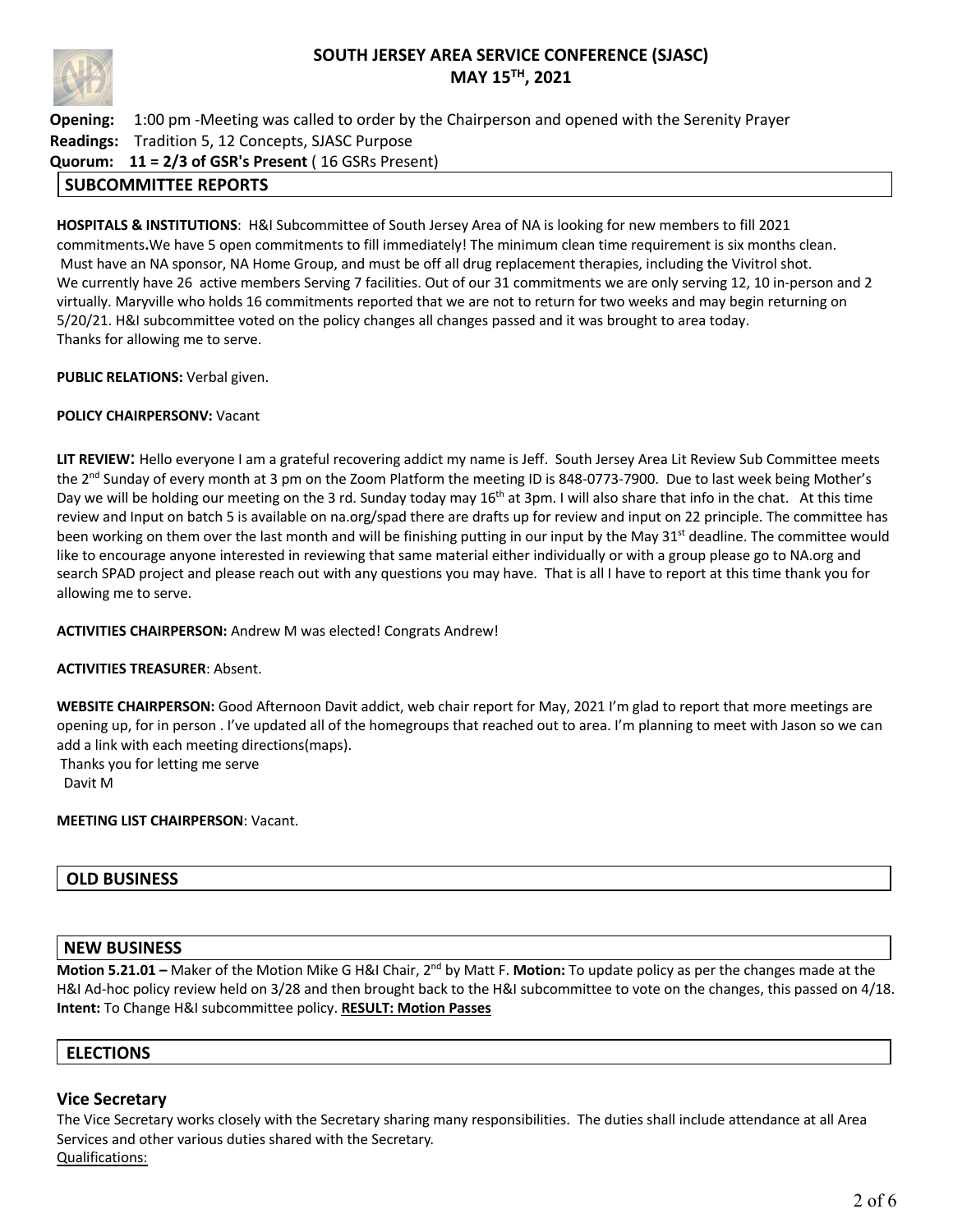# SOUTH JERSEY AREA SERVICE CONFERENCE (SJASC)
# MAY 15TH, 2021

**Opening:** 1:00 pm -Meeting was called to order by the Chairperson and opened with the Serenity Prayer
**Readings:** Tradition 5, 12 Concepts, SJASC Purpose
**Quorum:** **11 = 2/3 of GSR's Present** ( 16 GSRs Present)

## SUBCOMMITTEE REPORTS

**HOSPITALS & INSTITUTIONS**: H&I Subcommittee of South Jersey Area of NA is looking for new members to fill 2021 commitments**.**We have 5 open commitments to fill immediately! The minimum clean time requirement is six months clean. Must have an NA sponsor, NA Home Group, and must be off all drug replacement therapies, including the Vivitrol shot. We currently have 26 active members Serving 7 facilities. Out of our 31 commitments we are only serving 12, 10 in-person and 2 virtually. Maryville who holds 16 commitments reported that we are not to return for two weeks and may begin returning on 5/20/21. H&I subcommittee voted on the policy changes all changes passed and it was brought to area today.
Thanks for allowing me to serve.

**PUBLIC RELATIONS:** Verbal given.

**POLICY CHAIRPERSONV:** Vacant

**LIT REVIEW**: Hello everyone I am a grateful recovering addict my name is Jeff. South Jersey Area Lit Review Sub Committee meets the 2nd Sunday of every month at 3 pm on the Zoom Platform the meeting ID is 848-0773-7900. Due to last week being Mother's Day we will be holding our meeting on the 3 rd. Sunday today may 16th at 3pm. I will also share that info in the chat. At this time review and Input on batch 5 is available on na.org/spad there are drafts up for review and input on 22 principle. The committee has been working on them over the last month and will be finishing putting in our input by the May 31st deadline. The committee would like to encourage anyone interested in reviewing that same material either individually or with a group please go to NA.org and search SPAD project and please reach out with any questions you may have. That is all I have to report at this time thank you for allowing me to serve.

**ACTIVITIES CHAIRPERSON:** Andrew M was elected! Congrats Andrew!

**ACTIVITIES TREASURER**: Absent.

**WEBSITE CHAIRPERSON:** Good Afternoon Davit addict, web chair report for May, 2021 I'm glad to report that more meetings are opening up, for in person . I've updated all of the homegroups that reached out to area. I'm planning to meet with Jason so we can add a link with each meeting directions(maps).
Thanks you for letting me serve
Davit M

**MEETING LIST CHAIRPERSON**: Vacant.

## OLD BUSINESS

## NEW BUSINESS

**Motion 5.21.01 –** Maker of the Motion Mike G H&I Chair, 2nd by Matt F. **Motion:** To update policy as per the changes made at the H&I Ad-hoc policy review held on 3/28 and then brought back to the H&I subcommittee to vote on the changes, this passed on 4/18. **Intent:** To Change H&I subcommittee policy. **RESULT: Motion Passes**

## ELECTIONS

### Vice Secretary

The Vice Secretary works closely with the Secretary sharing many responsibilities. The duties shall include attendance at all Area Services and other various duties shared with the Secretary.

Qualifications: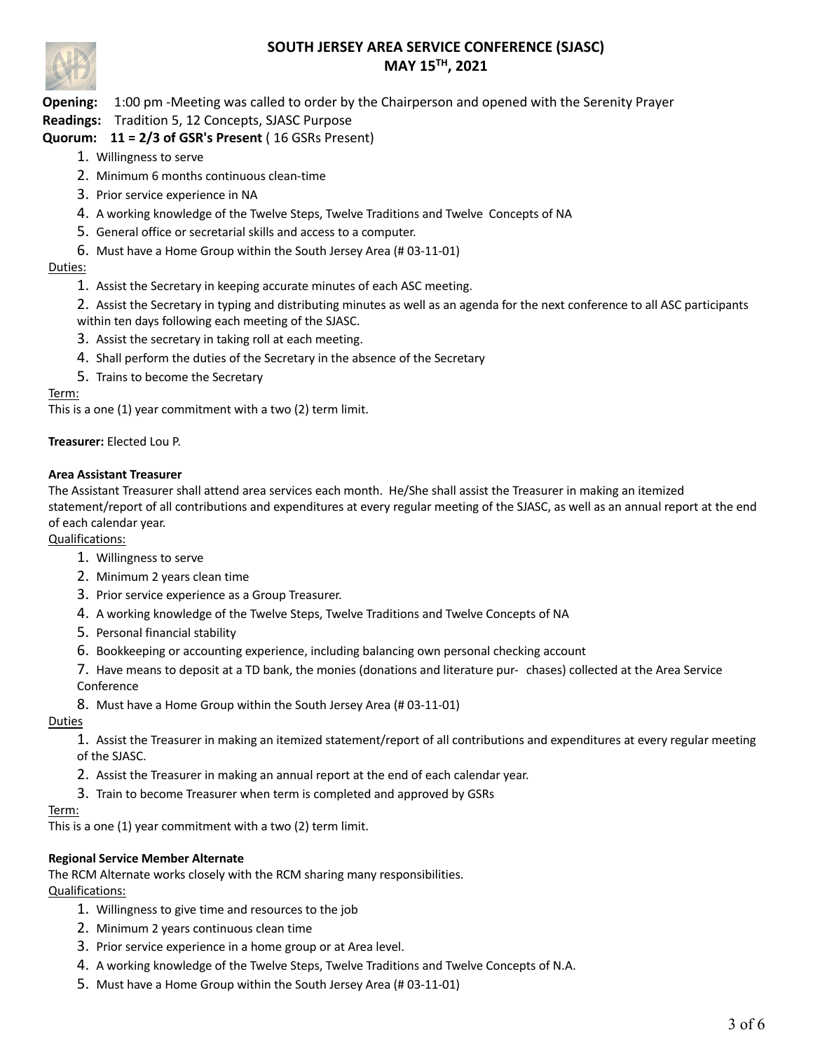# SOUTH JERSEY AREA SERVICE CONFERENCE (SJASC)
## MAY 15TH, 2021

**Opening:** 1:00 pm -Meeting was called to order by the Chairperson and opened with the Serenity Prayer

**Readings:** Tradition 5, 12 Concepts, SJASC Purpose

**Quorum: 11 = 2/3 of GSR's Present** ( 16 GSRs Present)

1. Willingness to serve
2. Minimum 6 months continuous clean-time
3. Prior service experience in NA
4. A working knowledge of the Twelve Steps, Twelve Traditions and Twelve Concepts of NA
5. General office or secretarial skills and access to a computer.
6. Must have a Home Group within the South Jersey Area (# 03-11-01)

Duties:

1. Assist the Secretary in keeping accurate minutes of each ASC meeting.
2. Assist the Secretary in typing and distributing minutes as well as an agenda for the next conference to all ASC participants within ten days following each meeting of the SJASC.
3. Assist the secretary in taking roll at each meeting.
4. Shall perform the duties of the Secretary in the absence of the Secretary
5. Trains to become the Secretary

Term:

This is a one (1) year commitment with a two (2) term limit.

**Treasurer:** Elected Lou P.

**Area Assistant Treasurer**

The Assistant Treasurer shall attend area services each month. He/She shall assist the Treasurer in making an itemized statement/report of all contributions and expenditures at every regular meeting of the SJASC, as well as an annual report at the end of each calendar year.

Qualifications:

1. Willingness to serve
2. Minimum 2 years clean time
3. Prior service experience as a Group Treasurer.
4. A working knowledge of the Twelve Steps, Twelve Traditions and Twelve Concepts of NA
5. Personal financial stability
6. Bookkeeping or accounting experience, including balancing own personal checking account
7. Have means to deposit at a TD bank, the monies (donations and literature pur- chases) collected at the Area Service Conference
8. Must have a Home Group within the South Jersey Area (# 03-11-01)

Duties

1. Assist the Treasurer in making an itemized statement/report of all contributions and expenditures at every regular meeting of the SJASC.
2. Assist the Treasurer in making an annual report at the end of each calendar year.
3. Train to become Treasurer when term is completed and approved by GSRs

Term:

This is a one (1) year commitment with a two (2) term limit.

**Regional Service Member Alternate**

The RCM Alternate works closely with the RCM sharing many responsibilities.

Qualifications:

1. Willingness to give time and resources to the job
2. Minimum 2 years continuous clean time
3. Prior service experience in a home group or at Area level.
4. A working knowledge of the Twelve Steps, Twelve Traditions and Twelve Concepts of N.A.
5. Must have a Home Group within the South Jersey Area (# 03-11-01)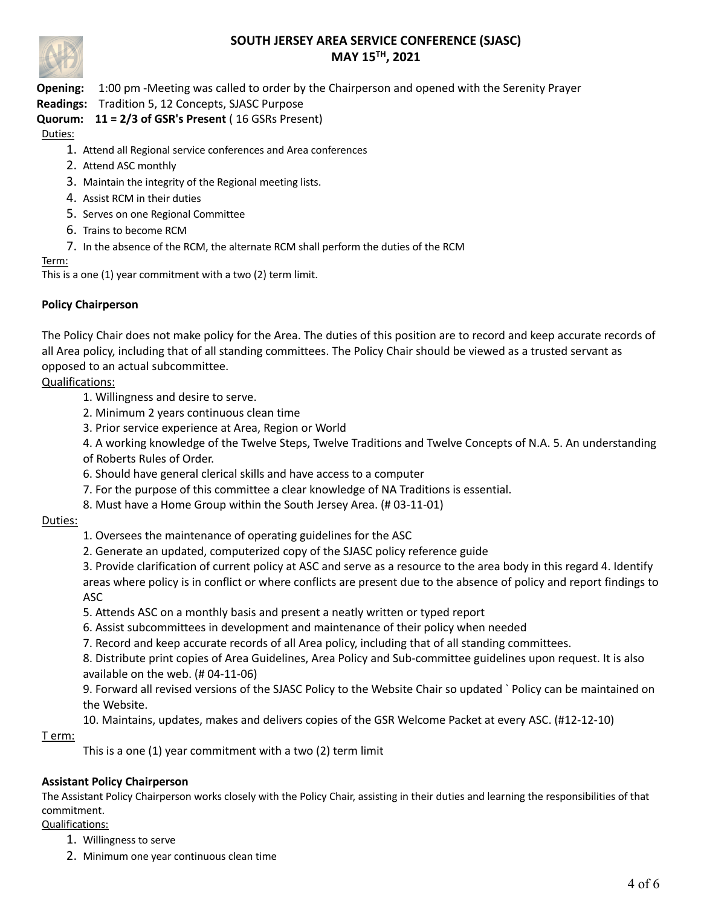# SOUTH JERSEY AREA SERVICE CONFERENCE (SJASC)
## MAY 15TH, 2021

**Opening:** 1:00 pm -Meeting was called to order by the Chairperson and opened with the Serenity Prayer

**Readings:** Tradition 5, 12 Concepts, SJASC Purpose

**Quorum: 11 = 2/3 of GSR's Present** ( 16 GSRs Present)

Duties:

1. Attend all Regional service conferences and Area conferences
2. Attend ASC monthly
3. Maintain the integrity of the Regional meeting lists.
4. Assist RCM in their duties
5. Serves on one Regional Committee
6. Trains to become RCM
7. In the absence of the RCM, the alternate RCM shall perform the duties of the RCM

Term:

This is a one (1) year commitment with a two (2) term limit.

**Policy Chairperson**

The Policy Chair does not make policy for the Area. The duties of this position are to record and keep accurate records of all Area policy, including that of all standing committees. The Policy Chair should be viewed as a trusted servant as opposed to an actual subcommittee.

Qualifications:

1. Willingness and desire to serve.
2. Minimum 2 years continuous clean time
3. Prior service experience at Area, Region or World
4. A working knowledge of the Twelve Steps, Twelve Traditions and Twelve Concepts of N.A. 5. An understanding of Roberts Rules of Order.
6. Should have general clerical skills and have access to a computer
7. For the purpose of this committee a clear knowledge of NA Traditions is essential.
8. Must have a Home Group within the South Jersey Area. (# 03-11-01)

Duties:

1. Oversees the maintenance of operating guidelines for the ASC
2. Generate an updated, computerized copy of the SJASC policy reference guide
3. Provide clarification of current policy at ASC and serve as a resource to the area body in this regard 4. Identify areas where policy is in conflict or where conflicts are present due to the absence of policy and report findings to ASC
5. Attends ASC on a monthly basis and present a neatly written or typed report
6. Assist subcommittees in development and maintenance of their policy when needed
7. Record and keep accurate records of all Area policy, including that of all standing committees.
8. Distribute print copies of Area Guidelines, Area Policy and Sub-committee guidelines upon request. It is also available on the web. (# 04-11-06)
9. Forward all revised versions of the SJASC Policy to the Website Chair so updated ` Policy can be maintained on the Website.
10. Maintains, updates, makes and delivers copies of the GSR Welcome Packet at every ASC. (#12-12-10)

T erm:

This is a one (1) year commitment with a two (2) term limit

**Assistant Policy Chairperson**

The Assistant Policy Chairperson works closely with the Policy Chair, assisting in their duties and learning the responsibilities of that commitment.

Qualifications:

1. Willingness to serve
2. Minimum one year continuous clean time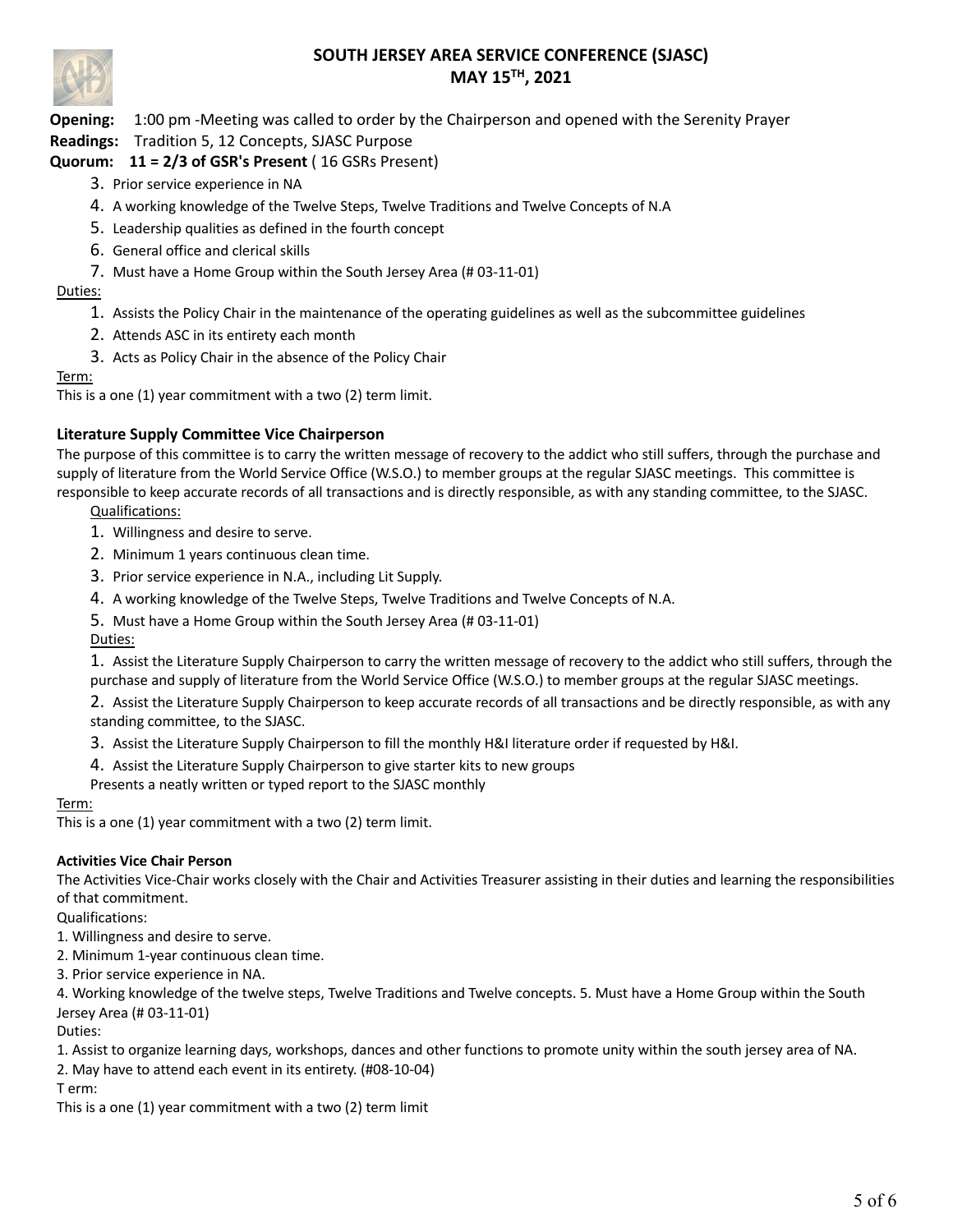# SOUTH JERSEY AREA SERVICE CONFERENCE (SJASC)
# MAY 15TH, 2021

**Opening:** 1:00 pm -Meeting was called to order by the Chairperson and opened with the Serenity Prayer

**Readings:** Tradition 5, 12 Concepts, SJASC Purpose

**Quorum: 11 = 2/3 of GSR's Present** ( 16 GSRs Present)

3. Prior service experience in NA
4. A working knowledge of the Twelve Steps, Twelve Traditions and Twelve Concepts of N.A
5. Leadership qualities as defined in the fourth concept
6. General office and clerical skills
7. Must have a Home Group within the South Jersey Area (# 03-11-01)

Duties:

1. Assists the Policy Chair in the maintenance of the operating guidelines as well as the subcommittee guidelines
2. Attends ASC in its entirety each month
3. Acts as Policy Chair in the absence of the Policy Chair

Term:

This is a one (1) year commitment with a two (2) term limit.

**Literature Supply Committee Vice Chairperson**

The purpose of this committee is to carry the written message of recovery to the addict who still suffers, through the purchase and supply of literature from the World Service Office (W.S.O.) to member groups at the regular SJASC meetings. This committee is responsible to keep accurate records of all transactions and is directly responsible, as with any standing committee, to the SJASC.

Qualifications:

1. Willingness and desire to serve.
2. Minimum 1 years continuous clean time.
3. Prior service experience in N.A., including Lit Supply.
4. A working knowledge of the Twelve Steps, Twelve Traditions and Twelve Concepts of N.A.
5. Must have a Home Group within the South Jersey Area (# 03-11-01)

Duties:

1. Assist the Literature Supply Chairperson to carry the written message of recovery to the addict who still suffers, through the purchase and supply of literature from the World Service Office (W.S.O.) to member groups at the regular SJASC meetings.
2. Assist the Literature Supply Chairperson to keep accurate records of all transactions and be directly responsible, as with any standing committee, to the SJASC.
3. Assist the Literature Supply Chairperson to fill the monthly H&I literature order if requested by H&I.
4. Assist the Literature Supply Chairperson to give starter kits to new groups

Presents a neatly written or typed report to the SJASC monthly

Term:

This is a one (1) year commitment with a two (2) term limit.

**Activities Vice Chair Person**

The Activities Vice-Chair works closely with the Chair and Activities Treasurer assisting in their duties and learning the responsibilities of that commitment.

Qualifications:

1. Willingness and desire to serve.
2. Minimum 1-year continuous clean time.
3. Prior service experience in NA.
4. Working knowledge of the twelve steps, Twelve Traditions and Twelve concepts. 5. Must have a Home Group within the South Jersey Area (# 03-11-01)

Duties:

1. Assist to organize learning days, workshops, dances and other functions to promote unity within the south jersey area of NA.
2. May have to attend each event in its entirety. (#08-10-04)

T erm:

This is a one (1) year commitment with a two (2) term limit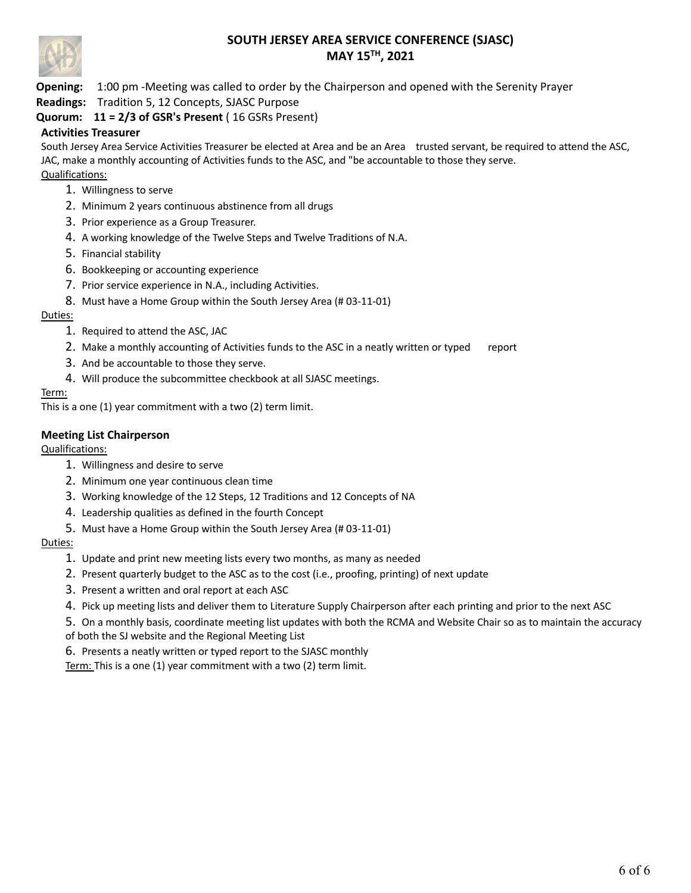# SOUTH JERSEY AREA SERVICE CONFERENCE (SJASC)
## MAY 15TH, 2021

**Opening:** 1:00 pm -Meeting was called to order by the Chairperson and opened with the Serenity Prayer

**Readings:** Tradition 5, 12 Concepts, SJASC Purpose

**Quorum: 11 = 2/3 of GSR's Present** ( 16 GSRs Present)

### Activities Treasurer

South Jersey Area Service Activities Treasurer be elected at Area and be an Area trusted servant, be required to attend the ASC, JAC, make a monthly accounting of Activities funds to the ASC, and "be accountable to those they serve.

Qualifications:

1. Willingness to serve
2. Minimum 2 years continuous abstinence from all drugs
3. Prior experience as a Group Treasurer.
4. A working knowledge of the Twelve Steps and Twelve Traditions of N.A.
5. Financial stability
6. Bookkeeping or accounting experience
7. Prior service experience in N.A., including Activities.
8. Must have a Home Group within the South Jersey Area (# 03-11-01)

Duties:

1. Required to attend the ASC, JAC
2. Make a monthly accounting of Activities funds to the ASC in a neatly written or typed report
3. And be accountable to those they serve.
4. Will produce the subcommittee checkbook at all SJASC meetings.

Term:

This is a one (1) year commitment with a two (2) term limit.

### Meeting List Chairperson

Qualifications:

1. Willingness and desire to serve
2. Minimum one year continuous clean time
3. Working knowledge of the 12 Steps, 12 Traditions and 12 Concepts of NA
4. Leadership qualities as defined in the fourth Concept
5. Must have a Home Group within the South Jersey Area (# 03-11-01)

Duties:

1. Update and print new meeting lists every two months, as many as needed
2. Present quarterly budget to the ASC as to the cost (i.e., proofing, printing) of next update
3. Present a written and oral report at each ASC
4. Pick up meeting lists and deliver them to Literature Supply Chairperson after each printing and prior to the next ASC
5. On a monthly basis, coordinate meeting list updates with both the RCMA and Website Chair so as to maintain the accuracy of both the SJ website and the Regional Meeting List
6. Presents a neatly written or typed report to the SJASC monthly

Term: This is a one (1) year commitment with a two (2) term limit.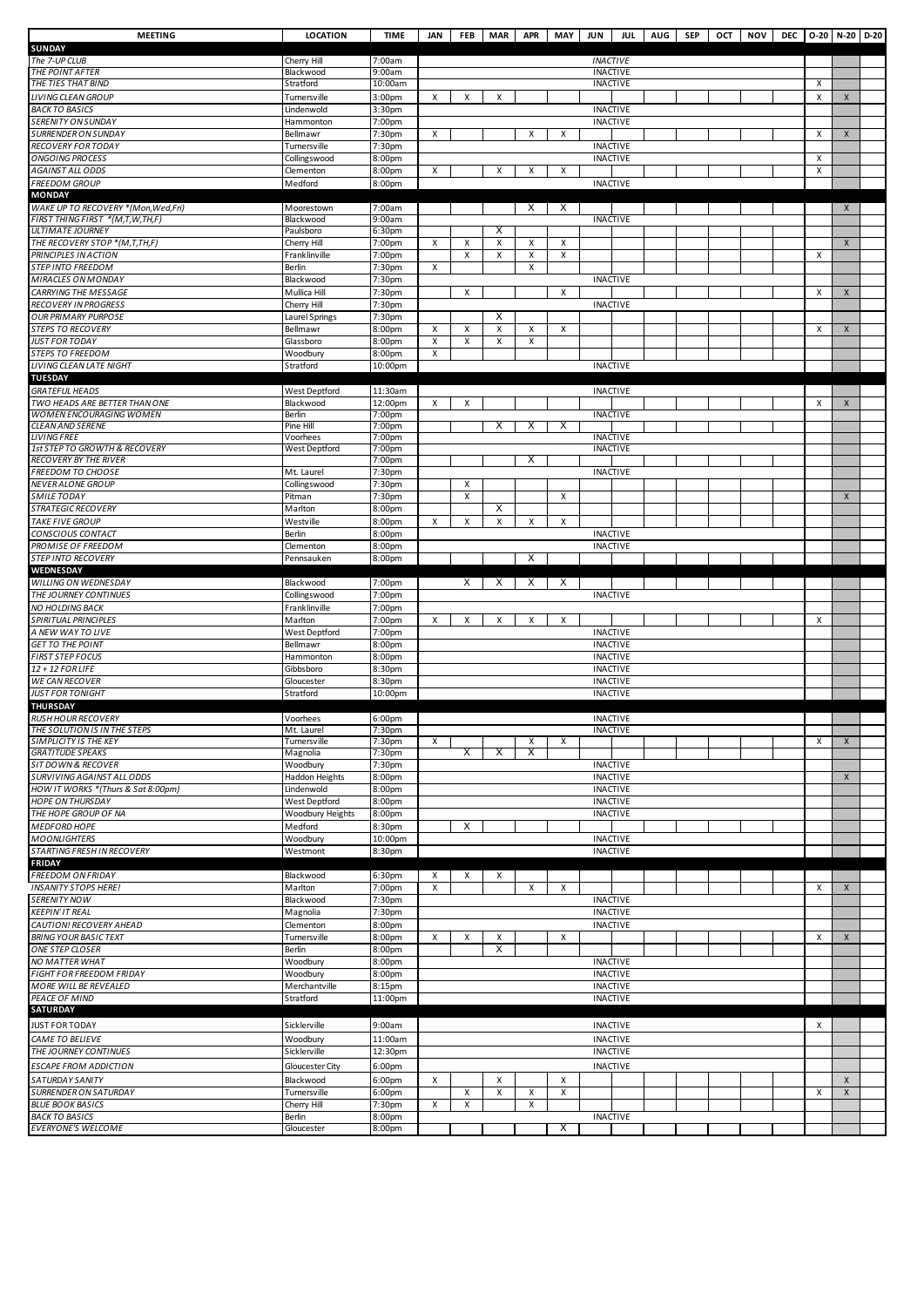| MEETING | LOCATION | TIME | JAN | FEB | MAR | APR | MAY | JUN | JUL | AUG | SEP | OCT | NOV | DEC | O-20 | N-20 | D-20 |
|---|---|---|---|---|---|---|---|---|---|---|---|---|---|---|---|---|---|
| **SUNDAY** | | | | | | | | | | | | | | | | | |
| *The 7-UP CLUB* | Cherry Hill | 7:00am | | | | | | INACTIVE | | | | | | | | | |
| *THE POINT AFTER* | Blackwood | 9:00am | | | | | | INACTIVE | | | | | | | | | |
| *THE TIES THAT BIND* | Stratford | 10:00am | | | | | | INACTIVE | | | | | | | X | | |
| *LIVING CLEAN GROUP* | Turnersville | 3:00pm | X | X | X | | | | | | | | | | X | X | |
| *BACK TO BASICS* | Lindenwold | 3:30pm | | | | | | INACTIVE | | | | | | | | | |
| *SERENITY ON SUNDAY* | Hammonton | 7:00pm | | | | | | INACTIVE | | | | | | | | | |
| *SURRENDER ON SUNDAY* | Bellmawr | 7:30pm | X | | | X | X | | | | | | | | X | X | |
| *RECOVERY FOR TODAY* | Turnersville | 7:30pm | | | | | | INACTIVE | | | | | | | | | |
| *ONGOING PROCESS* | Collingswood | 8:00pm | | | | | | INACTIVE | | | | | | | X | | |
| *AGAINST ALL ODDS* | Clementon | 8:00pm | X | | X | X | X | | | | | | | | X | | |
| *FREEDOM GROUP* | Medford | 8:00pm | | | | | | INACTIVE | | | | | | | | | |
| **MONDAY** | | | | | | | | | | | | | | | | | |
| *WAKE UP TO RECOVERY *(Mon,Wed,Fri)* | Moorestown | 7:00am | | | | X | X | | | | | | | | | X | |
| *FIRST THING FIRST *(M,T,W,TH,F)* | Blackwood | 9:00am | | | | | | INACTIVE | | | | | | | | | |
| *ULTIMATE JOURNEY* | Paulsboro | 6:30pm | | | X | | | | | | | | | | | | |
| *THE RECOVERY STOP *(M,T,TH,F)* | Cherry Hill | 7:00pm | X | X | X | X | X | | | | | | | | | X | |
| *PRINCIPLES IN ACTION* | Franklinville | 7:00pm | | X | X | X | X | | | | | | | | X | | |
| *STEP INTO FREEDOM* | Berlin | 7:30pm | X | | | X | | | | | | | | | | | |
| *MIRACLES ON MONDAY* | Blackwood | 7:30pm | | | | | | INACTIVE | | | | | | | | | |
| *CARRYING THE MESSAGE* | Mullica Hill | 7:30pm | | X | | | X | | | | | | | | X | X | |
| *RECOVERY IN PROGRESS* | Cherry Hill | 7:30pm | | | | | | INACTIVE | | | | | | | | | |
| *OUR PRIMARY PURPOSE* | Laurel Springs | 7:30pm | | | X | | | | | | | | | | | | |
| *STEPS TO RECOVERY* | Bellmawr | 8:00pm | X | X | X | X | X | | | | | | | | X | X | |
| *JUST FOR TODAY* | Glassboro | 8:00pm | X | X | X | X | | | | | | | | | | | |
| *STEPS TO FREEDOM* | Woodbury | 8:00pm | X | | | | | | | | | | | | | | |
| *LIVING CLEAN LATE NIGHT* | Stratford | 10:00pm | | | | | | INACTIVE | | | | | | | | | |
| **TUESDAY** | | | | | | | | | | | | | | | | | |
| *GRATEFUL HEADS* | West Deptford | 11:30am | | | | | | INACTIVE | | | | | | | | | |
| *TWO HEADS ARE BETTER THAN ONE* | Blackwood | 12:00pm | X | X | | | | | | | | | | | X | X | |
| *WOMEN ENCOURAGING WOMEN* | Berlin | 7:00pm | | | | | | INACTIVE | | | | | | | | | |
| *CLEAN AND SERENE* | Pine Hill | 7:00pm | | | X | X | X | | | | | | | | | | |
| *LIVING FREE* | Voorhees | 7:00pm | | | | | | INACTIVE | | | | | | | | | |
| *1st STEP TO GROWTH & RECOVERY* | West Deptford | 7:00pm | | | | | | INACTIVE | | | | | | | | | |
| *RECOVERY BY THE RIVER* | | 7:00pm | | | | X | | | | | | | | | | | |
| *FREEDOM TO CHOOSE* | Mt. Laurel | 7:30pm | | | | | | INACTIVE | | | | | | | | | |
| *NEVER ALONE GROUP* | Collingswood | 7:30pm | | X | | | | | | | | | | | | | |
| *SMILE TODAY* | Pitman | 7:30pm | | X | | | X | | | | | | | | | X | |
| *STRATEGIC RECOVERY* | Marlton | 8:00pm | | | X | | | | | | | | | | | | |
| *TAKE FIVE GROUP* | Westville | 8:00pm | X | X | X | X | X | | | | | | | | | | |
| *CONSCIOUS CONTACT* | Berlin | 8:00pm | | | | | | INACTIVE | | | | | | | | | |
| *PROMISE OF FREEDOM* | Clementon | 8:00pm | | | | | | INACTIVE | | | | | | | | | |
| *STEP INTO RECOVERY* | Pennsauken | 8:00pm | | | | X | | | | | | | | | | | |
| **WEDNESDAY** | | | | | | | | | | | | | | | | | |
| *WILLING ON WEDNESDAY* | Blackwood | 7:00pm | | X | X | X | X | | | | | | | | | | |
| *THE JOURNEY CONTINUES* | Collingswood | 7:00pm | | | | | | INACTIVE | | | | | | | | | |
| *NO HOLDING BACK* | Franklinville | 7:00pm | | | | | | | | | | | | | | | |
| *SPIRITUAL PRINCIPLES* | Marlton | 7:00pm | X | X | X | X | X | | | | | | | | X | | |
| *A NEW WAY TO LIVE* | West Deptford | 7:00pm | | | | | | INACTIVE | | | | | | | | | |
| *GET TO THE POINT* | Bellmawr | 8:00pm | | | | | | INACTIVE | | | | | | | | | |
| *FIRST STEP FOCUS* | Hammonton | 8:00pm | | | | | | INACTIVE | | | | | | | | | |
| *12 + 12 FOR LIFE* | Gibbsboro | 8:30pm | | | | | | INACTIVE | | | | | | | | | |
| *WE CAN RECOVER* | Gloucester | 8:30pm | | | | | | INACTIVE | | | | | | | | | |
| *JUST FOR TONIGHT* | Stratford | 10:00pm | | | | | | INACTIVE | | | | | | | | | |
| **THURSDAY** | | | | | | | | | | | | | | | | | |
| *RUSH HOUR RECOVERY* | Voorhees | 6:00pm | | | | | | INACTIVE | | | | | | | | | |
| *THE SOLUTION IS IN THE STEPS* | Mt. Laurel | 7:30pm | | | | | | INACTIVE | | | | | | | | | |
| *SIMPLICITY IS THE KEY* | Turnersville | 7:30pm | X | | | X | X | | | | | | | | X | X | |
| *GRATITUDE SPEAKS* | Magnolia | 7:30pm | | X | X | X | | | | | | | | | | | |
| *SIT DOWN & RECOVER* | Woodbury | 7:30pm | | | | | | INACTIVE | | | | | | | | | |
| *SURVIVING AGAINST ALL ODDS* | Haddon Heights | 8:00pm | | | | | | INACTIVE | | | | | | | | X | |
| *HOW IT WORKS *(Thurs & Sat 8:00pm)* | Lindenwold | 8:00pm | | | | | | INACTIVE | | | | | | | | | |
| *HOPE ON THURSDAY* | West Deptford | 8:00pm | | | | | | INACTIVE | | | | | | | | | |
| *THE HOPE GROUP OF NA* | Woodbury Heights | 8:00pm | | | | | | INACTIVE | | | | | | | | | |
| *MEDFORD HOPE* | Medford | 8:30pm | | X | | | | | | | | | | | | | |
| *MOONLIGHTERS* | Woodbury | 10:00pm | | | | | | INACTIVE | | | | | | | | | |
| *STARTING FRESH IN RECOVERY* | Westmont | 8:30pm | | | | | | INACTIVE | | | | | | | | | |
| **FRIDAY** | | | | | | | | | | | | | | | | | |
| *FREEDOM ON FRIDAY* | Blackwood | 6:30pm | X | X | X | | | | | | | | | | | | |
| *INSANITY STOPS HERE!* | Marlton | 7:00pm | X | | | X | X | | | | | | | | X | X | |
| *SERENITY NOW* | Blackwood | 7:30pm | | | | | | INACTIVE | | | | | | | | | |
| *KEEPIN' IT REAL* | Magnolia | 7:30pm | | | | | | INACTIVE | | | | | | | | | |
| *CAUTION! RECOVERY AHEAD* | Clementon | 8:00pm | | | | | | INACTIVE | | | | | | | | | |
| *BRING YOUR BASIC TEXT* | Turnersville | 8:00pm | X | X | X | | X | | | | | | | | X | X | |
| *ONE STEP CLOSER* | Berlin | 8:00pm | | | X | | | | | | | | | | | | |
| *NO MATTER WHAT* | Woodbury | 8:00pm | | | | | | INACTIVE | | | | | | | | | |
| *FIGHT FOR FREEDOM FRIDAY* | Woodbury | 8:00pm | | | | | | INACTIVE | | | | | | | | | |
| *MORE WILL BE REVEALED* | Merchantville | 8:15pm | | | | | | INACTIVE | | | | | | | | | |
| *PEACE OF MIND* | Stratford | 11:00pm | | | | | | INACTIVE | | | | | | | | | |
| **SATURDAY** | | | | | | | | | | | | | | | | | |
| *JUST FOR TODAY* | Sicklerville | 9:00am | | | | | | INACTIVE | | | | | | | X | | |
| *CAME TO BELIEVE* | Woodbury | 11:00am | | | | | | INACTIVE | | | | | | | | | |
| *THE JOURNEY CONTINUES* | Sicklerville | 12:30pm | | | | | | INACTIVE | | | | | | | | | |
| *ESCAPE FROM ADDICTION* | Gloucester City | 6:00pm | | | | | | INACTIVE | | | | | | | | | |
| *SATURDAY SANITY* | Blackwood | 6:00pm | X | | X | | X | | | | | | | | | X | |
| *SURRENDER ON SATURDAY* | Turnersville | 6:00pm | | X | X | X | X | | | | | | | | X | X | |
| *BLUE BOOK BASICS* | Cherry Hill | 7:30pm | X | X | | X | | | | | | | | | | | |
| *BACK TO BASICS* | Berlin | 8:00pm | | | | | | INACTIVE | | | | | | | | | |
| *EVERYONE'S WELCOME* | Gloucester | 8:00pm | | | | | X | | | | | | | | | | |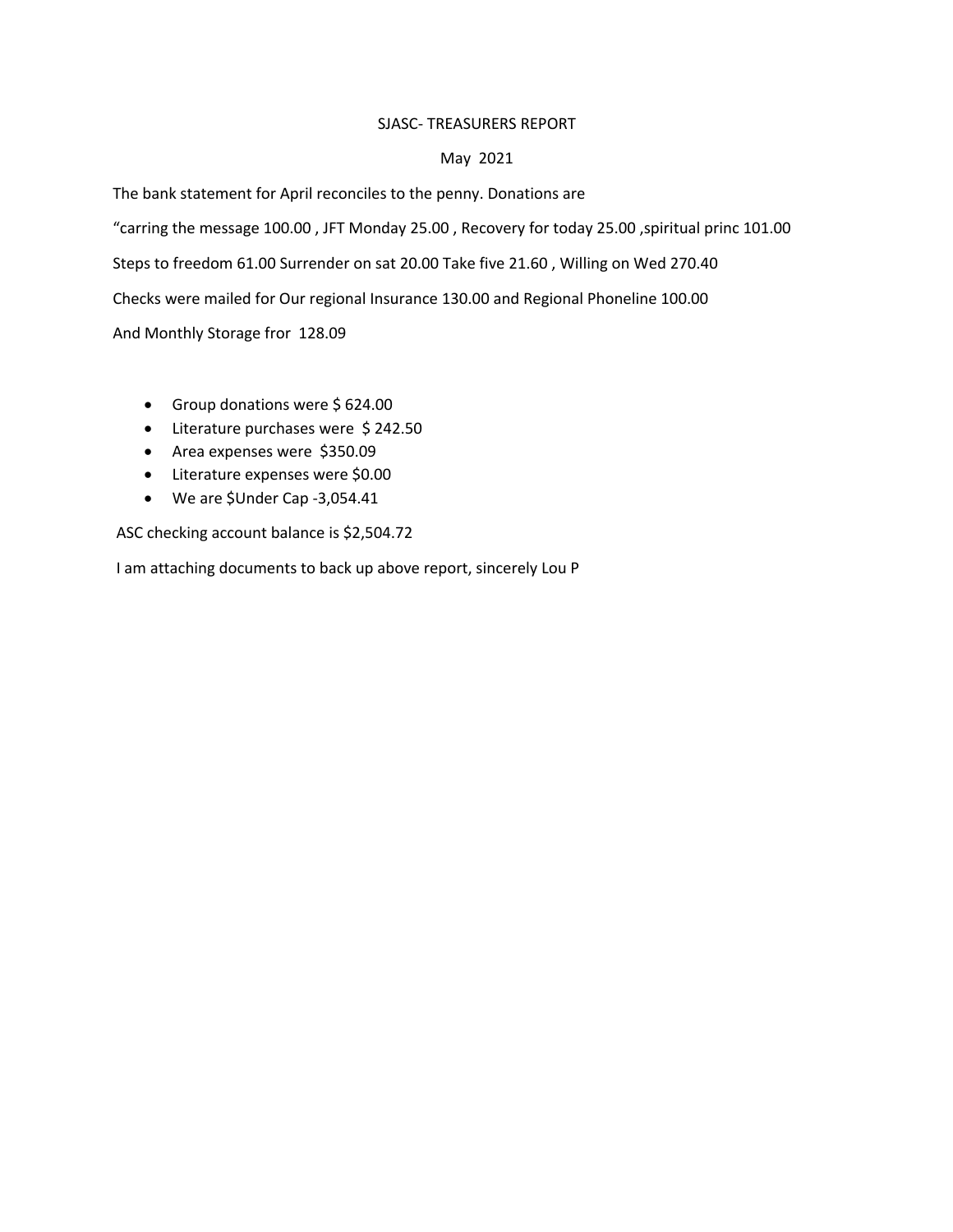SJASC- TREASURERS REPORT

May 2021

The bank statement for April reconciles to the penny. Donations are

"carring the message 100.00 , JFT Monday 25.00 , Recovery for today 25.00 ,spiritual princ 101.00

Steps to freedom 61.00 Surrender on sat 20.00 Take five 21.60 , Willing on Wed 270.40

Checks were mailed for Our regional Insurance 130.00 and Regional Phoneline 100.00

And Monthly Storage fror 128.09

- Group donations were $ 624.00
- Literature purchases were $ 242.50
- Area expenses were $350.09
- Literature expenses were $0.00
- We are $Under Cap -3,054.41

ASC checking account balance is $2,504.72

I am attaching documents to back up above report, sincerely Lou P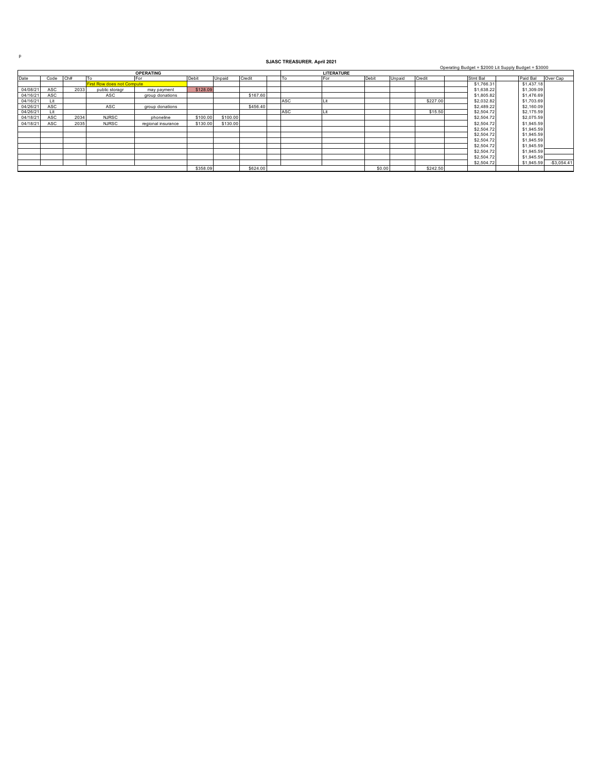p

**SJASC TREASURER. April 2021**

Operating Budget = $2000 Lit Supply Budget = $3000

| OPERATING | | | | | | | | | LITERATURE | | | | | | | | | | |
|---|---|---|---|---|---|---|---|---|---|---|---|---|---|---|---|---|---|---|---|
| Date | Code | Ch# | To | For | Debit | Unpaid | Credit | | To | For | Debit | Unpaid | Credit | | Stmt Bal | | Paid Bal | Over Cap |
| | | | First Row does not Compute | | | | | | | | | | | | $1,766.31 | | $1,437.18 | |
| 04/08/21 | ASC | 2033 | public storagr | may payment | $128.09 | | | | | | | | | | $1,638.22 | | $1,309.09 | |
| 04/16/21 | ASC | | ASC | group donations | | | $167.60 | | | | | | | | $1,805.82 | | $1,476.69 | |
| 04/16/21 | Lit | | | | | | | | ASC | Lit | | | $227.00 | | $2,032.82 | | $1,703.69 | |
| 04/26/21 | ASC | | ASC | group donations | | | $456.40 | | | | | | | | $2,489.22 | | $2,160.09 | |
| 04/26/21 | Lit | | | | | | | | ASC | Lit | | | $15.50 | | $2,504.72 | | $2,175.59 | |
| 04/18/21 | ASC | 2034 | NJRSC | phoneline | $100.00 | $100.00 | | | | | | | | | $2,504.72 | | $2,075.59 | |
| 04/18/21 | ASC | 2035 | NJRSC | regional insurance | $130.00 | $130.00 | | | | | | | | | $2,504.72 | | $1,945.59 | |
| | | | | | | | | | | | | | | | $2,504.72 | | $1,945.59 | |
| | | | | | | | | | | | | | | | $2,504.72 | | $1,945.59 | |
| | | | | | | | | | | | | | | | $2,504.72 | | $1,945.59 | |
| | | | | | | | | | | | | | | | $2,504.72 | | $1,945.59 | |
| | | | | | | | | | | | | | | | $2,504.72 | | $1,945.59 | |
| | | | | | | | | | | | | | | | $2,504.72 | | $1,945.59 | |
| | | | | | | | | | | | | | | | $2,504.72 | | $1,945.59 | -$3,054.41 |
| | | | | | $358.09 | | $624.00 | | | | $0.00 | | $242.50 | | | | | |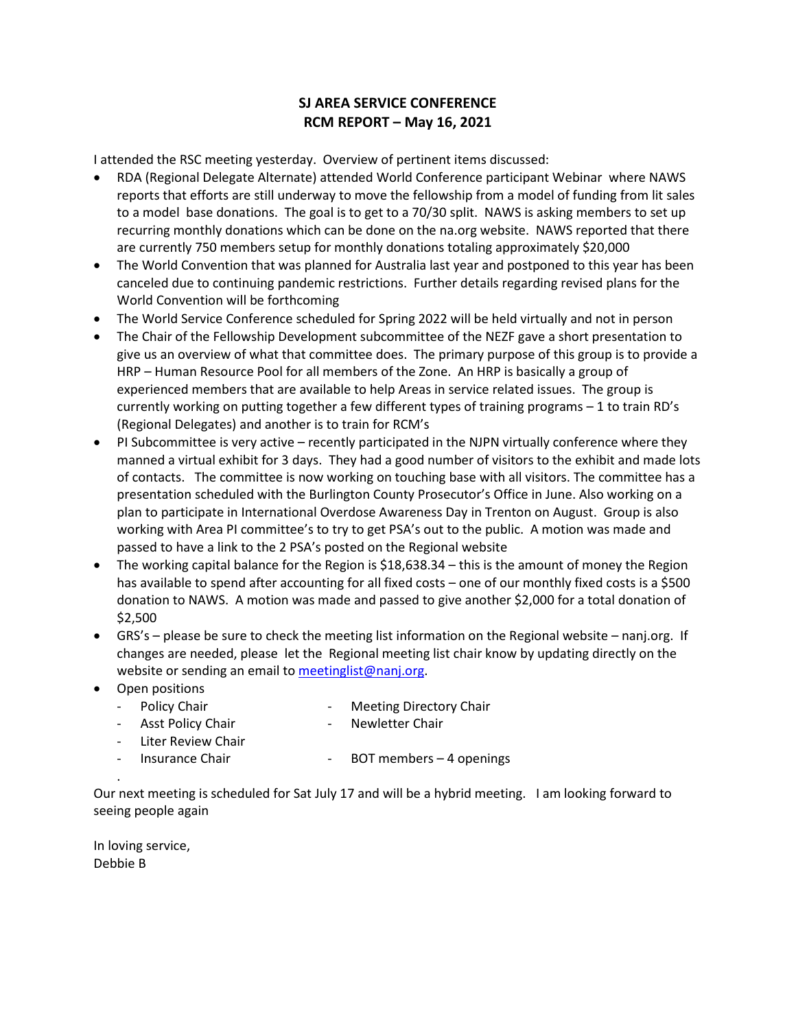**SJ AREA SERVICE CONFERENCE**
**RCM REPORT – May 16, 2021**

I attended the RSC meeting yesterday. Overview of pertinent items discussed:

- RDA (Regional Delegate Alternate) attended World Conference participant Webinar where NAWS reports that efforts are still underway to move the fellowship from a model of funding from lit sales to a model base donations. The goal is to get to a 70/30 split. NAWS is asking members to set up recurring monthly donations which can be done on the na.org website. NAWS reported that there are currently 750 members setup for monthly donations totaling approximately $20,000
- The World Convention that was planned for Australia last year and postponed to this year has been canceled due to continuing pandemic restrictions. Further details regarding revised plans for the World Convention will be forthcoming
- The World Service Conference scheduled for Spring 2022 will be held virtually and not in person
- The Chair of the Fellowship Development subcommittee of the NEZF gave a short presentation to give us an overview of what that committee does. The primary purpose of this group is to provide a HRP – Human Resource Pool for all members of the Zone. An HRP is basically a group of experienced members that are available to help Areas in service related issues. The group is currently working on putting together a few different types of training programs – 1 to train RD's (Regional Delegates) and another is to train for RCM's
- PI Subcommittee is very active – recently participated in the NJPN virtually conference where they manned a virtual exhibit for 3 days. They had a good number of visitors to the exhibit and made lots of contacts. The committee is now working on touching base with all visitors. The committee has a presentation scheduled with the Burlington County Prosecutor's Office in June. Also working on a plan to participate in International Overdose Awareness Day in Trenton on August. Group is also working with Area PI committee's to try to get PSA's out to the public. A motion was made and passed to have a link to the 2 PSA's posted on the Regional website
- The working capital balance for the Region is $18,638.34 – this is the amount of money the Region has available to spend after accounting for all fixed costs – one of our monthly fixed costs is a $500 donation to NAWS. A motion was made and passed to give another $2,000 for a total donation of $2,500
- GRS's – please be sure to check the meeting list information on the Regional website – nanj.org. If changes are needed, please let the Regional meeting list chair know by updating directly on the website or sending an email to meetinglist@nanj.org.
- Open positions
  - Policy Chair
  - Asst Policy Chair
  - Liter Review Chair
  - Insurance Chair
  - Meeting Directory Chair
  - Newletter Chair
  - BOT members – 4 openings

.

Our next meeting is scheduled for Sat July 17 and will be a hybrid meeting. I am looking forward to seeing people again

In loving service,
Debbie B